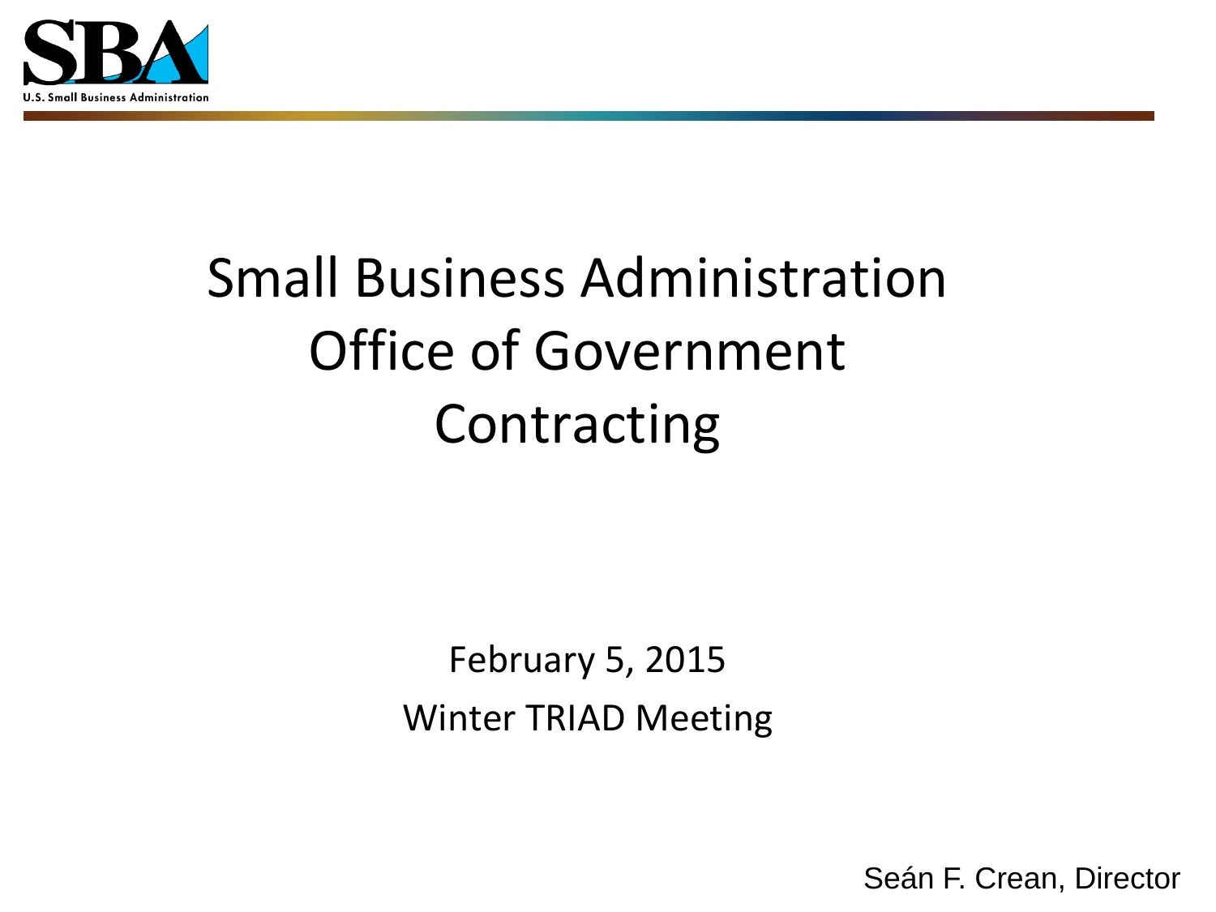# Small Business Administration Office of Government Contracting

February 5, 2015

Winter TRIAD Meeting

Seán F. Crean, Director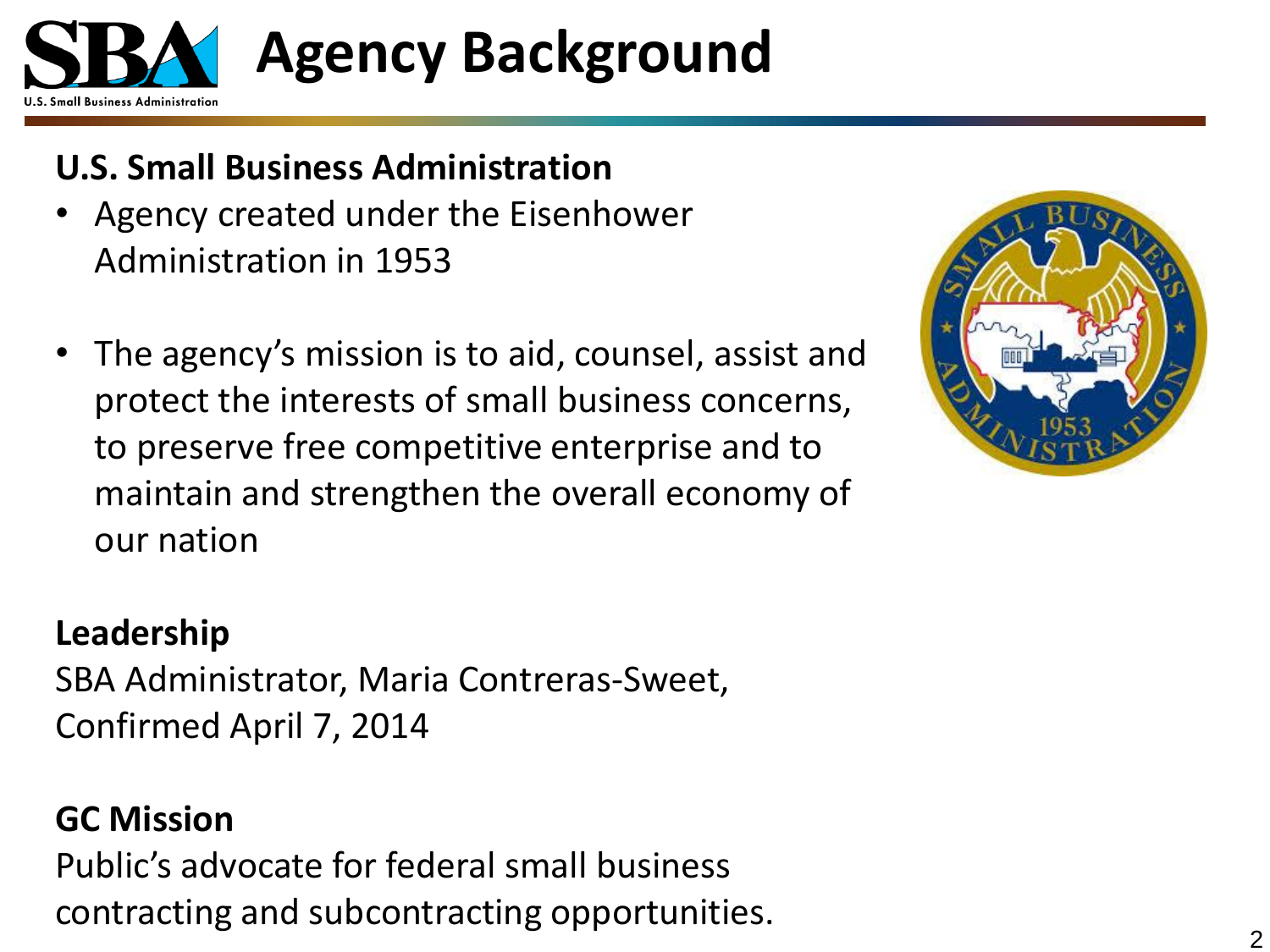# Agency Background

## U.S. Small Business Administration

- Agency created under the Eisenhower Administration in 1953
- The agency's mission is to aid, counsel, assist and protect the interests of small business concerns, to preserve free competitive enterprise and to maintain and strengthen the overall economy of our nation

## Leadership

SBA Administrator, Maria Contreras-Sweet, Confirmed April 7, 2014

## GC Mission

Public's advocate for federal small business contracting and subcontracting opportunities.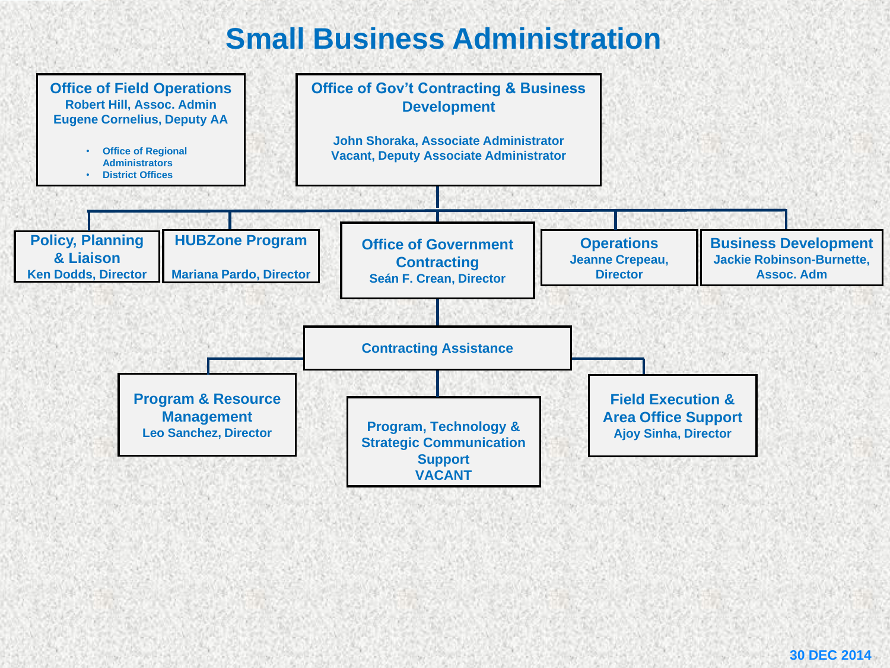# Small Business Administration

**Office of Field Operations**
Robert Hill, Assoc. Admin
Eugene Cornelius, Deputy AA

- Office of Regional Administrators
- District Offices

**Office of Gov't Contracting & Business Development**

John Shoraka, Associate Administrator
Vacant, Deputy Associate Administrator

**Policy, Planning & Liaison**
Ken Dodds, Director

**HUBZone Program**
Mariana Pardo, Director

**Office of Government Contracting**
Seán F. Crean, Director

**Operations**
Jeanne Crepeau, Director

**Business Development**
Jackie Robinson-Burnette, Assoc. Adm

**Contracting Assistance**

**Program & Resource Management**
Leo Sanchez, Director

**Program, Technology & Strategic Communication Support**
VACANT

**Field Execution & Area Office Support**
Ajoy Sinha, Director

30 DEC 2014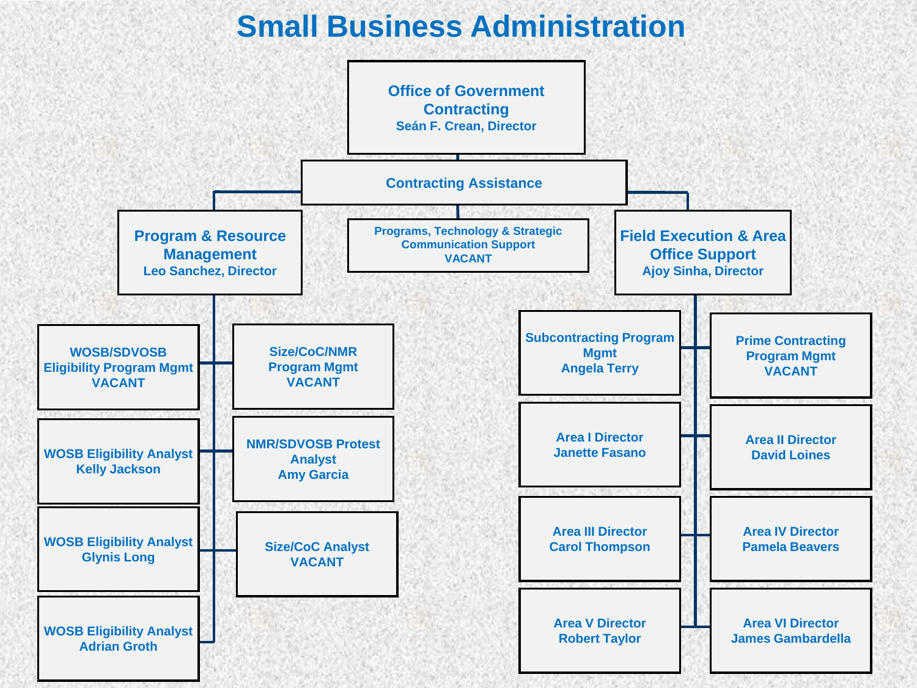# Small Business Administration

**Office of Government Contracting**
Seán F. Crean, Director

**Contracting Assistance**

**Program & Resource Management**
Leo Sanchez, Director

- WOSB/SDVOSB Eligibility Program Mgmt — VACANT
- Size/CoC/NMR Program Mgmt — VACANT
- WOSB Eligibility Analyst — Kelly Jackson
- NMR/SDVOSB Protest Analyst — Amy Garcia
- WOSB Eligibility Analyst — Glynis Long
- Size/CoC Analyst — VACANT
- WOSB Eligibility Analyst — Adrian Groth

**Programs, Technology & Strategic Communication Support**
VACANT

**Field Execution & Area Office Support**
Ajoy Sinha, Director

- Subcontracting Program Mgmt — Angela Terry
- Prime Contracting Program Mgmt — VACANT
- Area I Director — Janette Fasano
- Area II Director — David Loines
- Area III Director — Carol Thompson
- Area IV Director — Pamela Beavers
- Area V Director — Robert Taylor
- Area VI Director — James Gambardella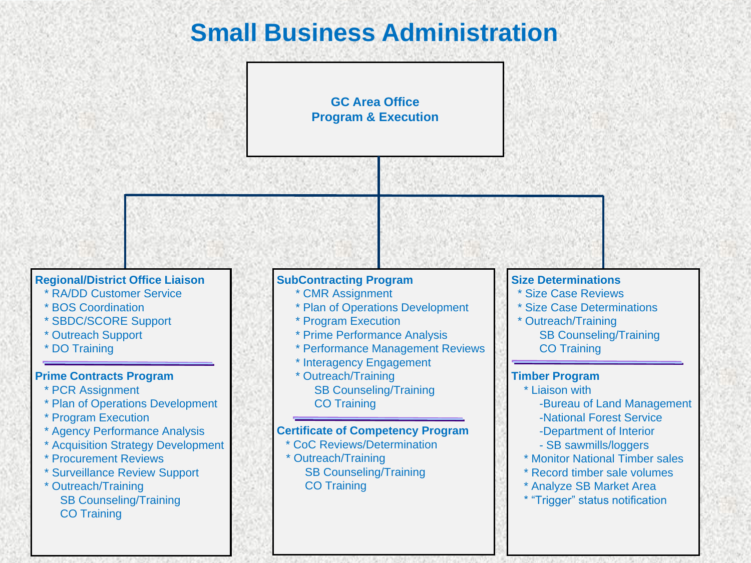# Small Business Administration

## GC Area Office
## Program & Execution

### Regional/District Office Liaison
* RA/DD Customer Service
* BOS Coordination
* SBDC/SCORE Support
* Outreach Support
* DO Training

### Prime Contracts Program
* PCR Assignment
* Plan of Operations Development
* Program Execution
* Agency Performance Analysis
* Acquisition Strategy Development
* Procurement Reviews
* Surveillance Review Support
* Outreach/Training
  - SB Counseling/Training
  - CO Training

### SubContracting Program
* CMR Assignment
* Plan of Operations Development
* Program Execution
* Prime Performance Analysis
* Performance Management Reviews
* Interagency Engagement
* Outreach/Training
  - SB Counseling/Training
  - CO Training

### Certificate of Competency Program
* CoC Reviews/Determination
* Outreach/Training
  - SB Counseling/Training
  - CO Training

### Size Determinations
* Size Case Reviews
* Size Case Determinations
* Outreach/Training
  - SB Counseling/Training
  - CO Training

### Timber Program
* Liaison with
  - Bureau of Land Management
  - National Forest Service
  - Department of Interior
  - SB sawmills/loggers
* Monitor National Timber sales
* Record timber sale volumes
* Analyze SB Market Area
* "Trigger" status notification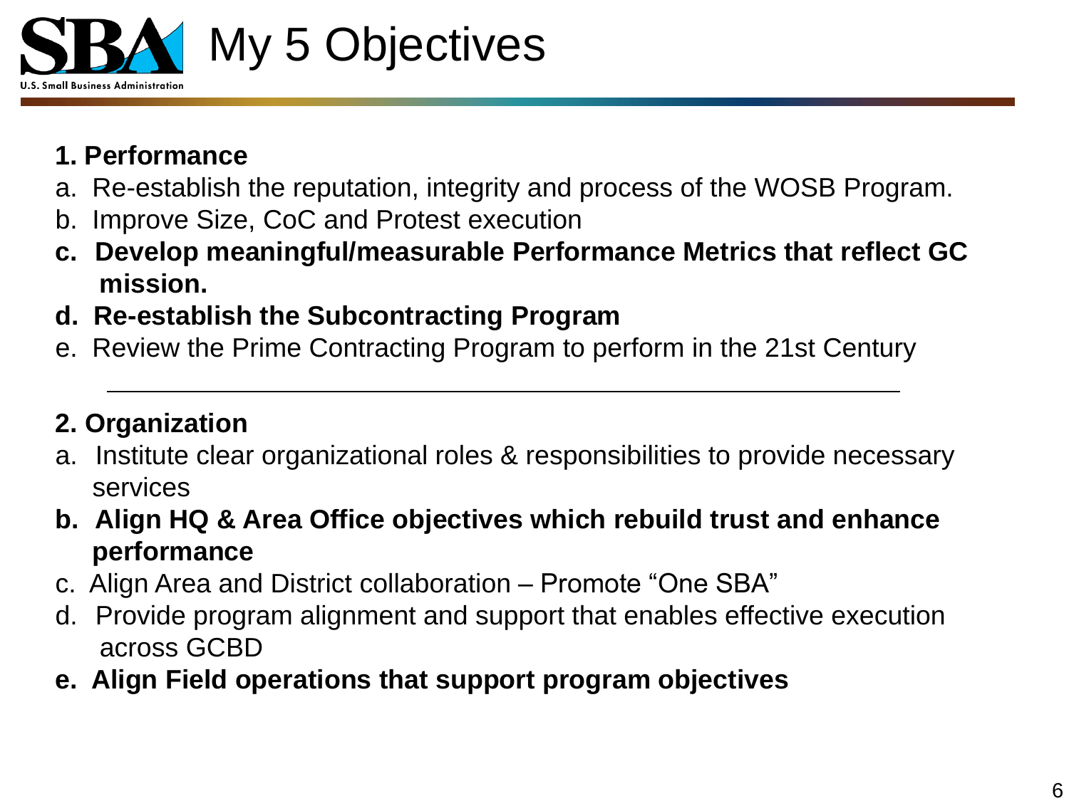# My 5 Objectives

**1. Performance**

a. Re-establish the reputation, integrity and process of the WOSB Program.
b. Improve Size, CoC and Protest execution
**c. Develop meaningful/measurable Performance Metrics that reflect GC mission.**
**d. Re-establish the Subcontracting Program**
e. Review the Prime Contracting Program to perform in the 21st Century

---

**2. Organization**

a. Institute clear organizational roles & responsibilities to provide necessary services
**b. Align HQ & Area Office objectives which rebuild trust and enhance performance**
c. Align Area and District collaboration – Promote "One SBA"
d. Provide program alignment and support that enables effective execution across GCBD
**e. Align Field operations that support program objectives**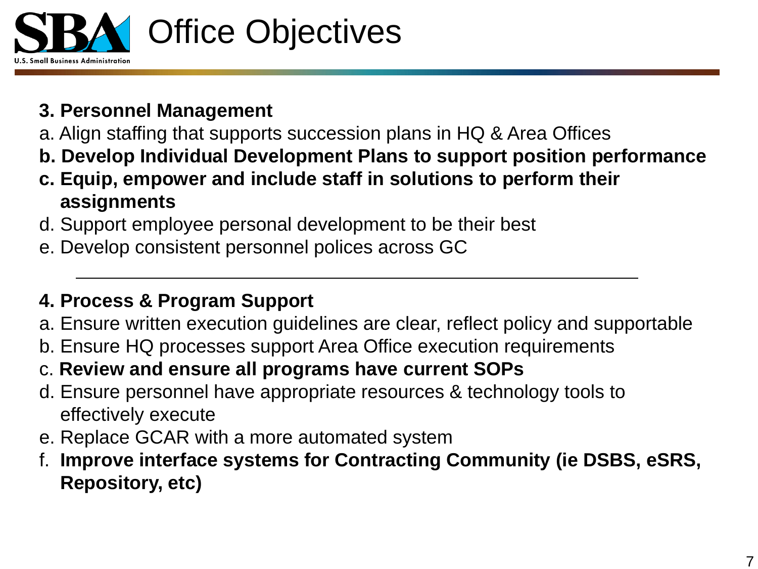# Office Objectives

**3. Personnel Management**

a. Align staffing that supports succession plans in HQ & Area Offices

**b. Develop Individual Development Plans to support position performance**

**c. Equip, empower and include staff in solutions to perform their assignments**

d. Support employee personal development to be their best

e. Develop consistent personnel polices across GC

---

**4. Process & Program Support**

a. Ensure written execution guidelines are clear, reflect policy and supportable

b. Ensure HQ processes support Area Office execution requirements

c. **Review and ensure all programs have current SOPs**

d. Ensure personnel have appropriate resources & technology tools to effectively execute

e. Replace GCAR with a more automated system

f. **Improve interface systems for Contracting Community (ie DSBS, eSRS, Repository, etc)**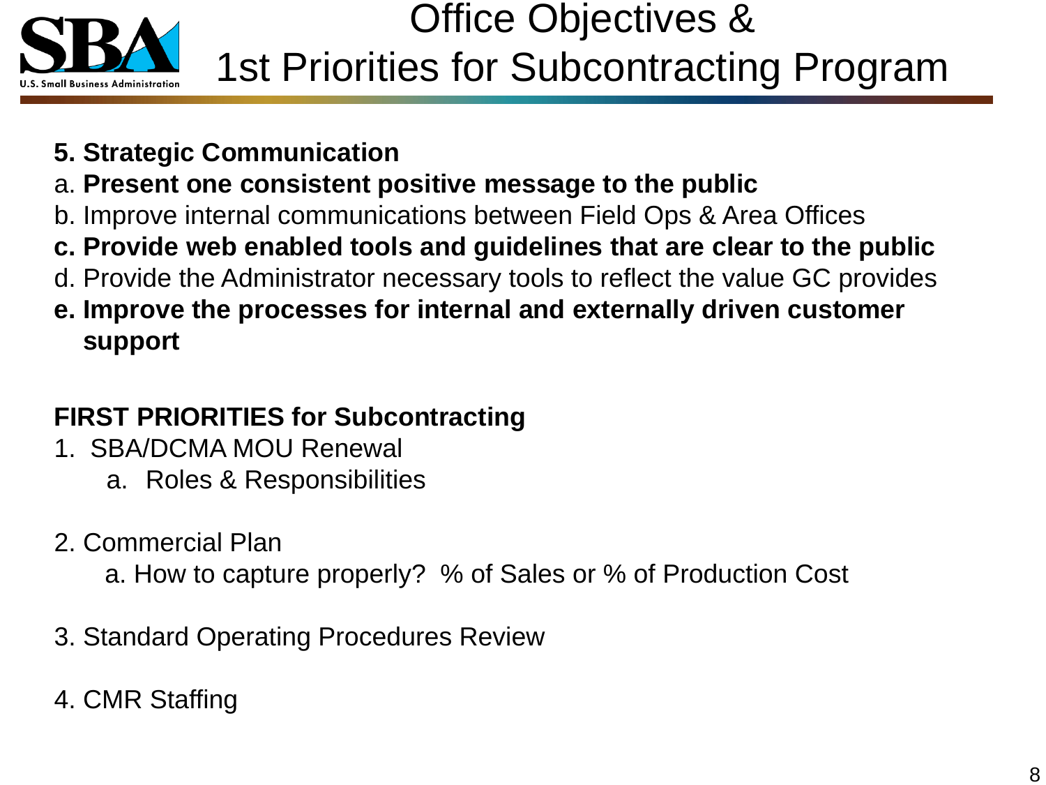# Office Objectives & 1st Priorities for Subcontracting Program

**5. Strategic Communication**

a. **Present one consistent positive message to the public**

b. Improve internal communications between Field Ops & Area Offices

**c. Provide web enabled tools and guidelines that are clear to the public**

d. Provide the Administrator necessary tools to reflect the value GC provides

**e. Improve the processes for internal and externally driven customer support**

**FIRST PRIORITIES for Subcontracting**

1. SBA/DCMA MOU Renewal
   a. Roles & Responsibilities

2. Commercial Plan
   a. How to capture properly? % of Sales or % of Production Cost

3. Standard Operating Procedures Review

4. CMR Staffing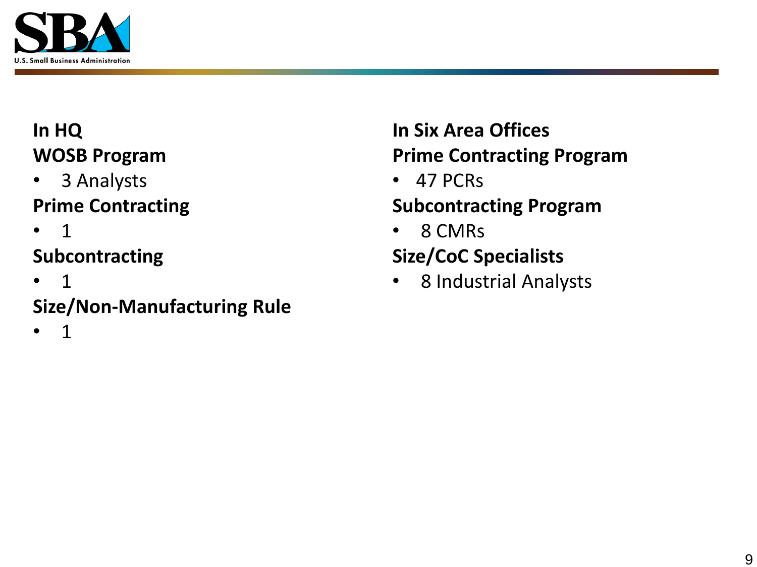**In HQ**

**WOSB Program**

- 3 Analysts

**Prime Contracting**

- 1

**Subcontracting**

- 1

**Size/Non-Manufacturing Rule**

- 1

**In Six Area Offices**

**Prime Contracting Program**

- 47 PCRs

**Subcontracting Program**

- 8 CMRs

**Size/CoC Specialists**

- 8 Industrial Analysts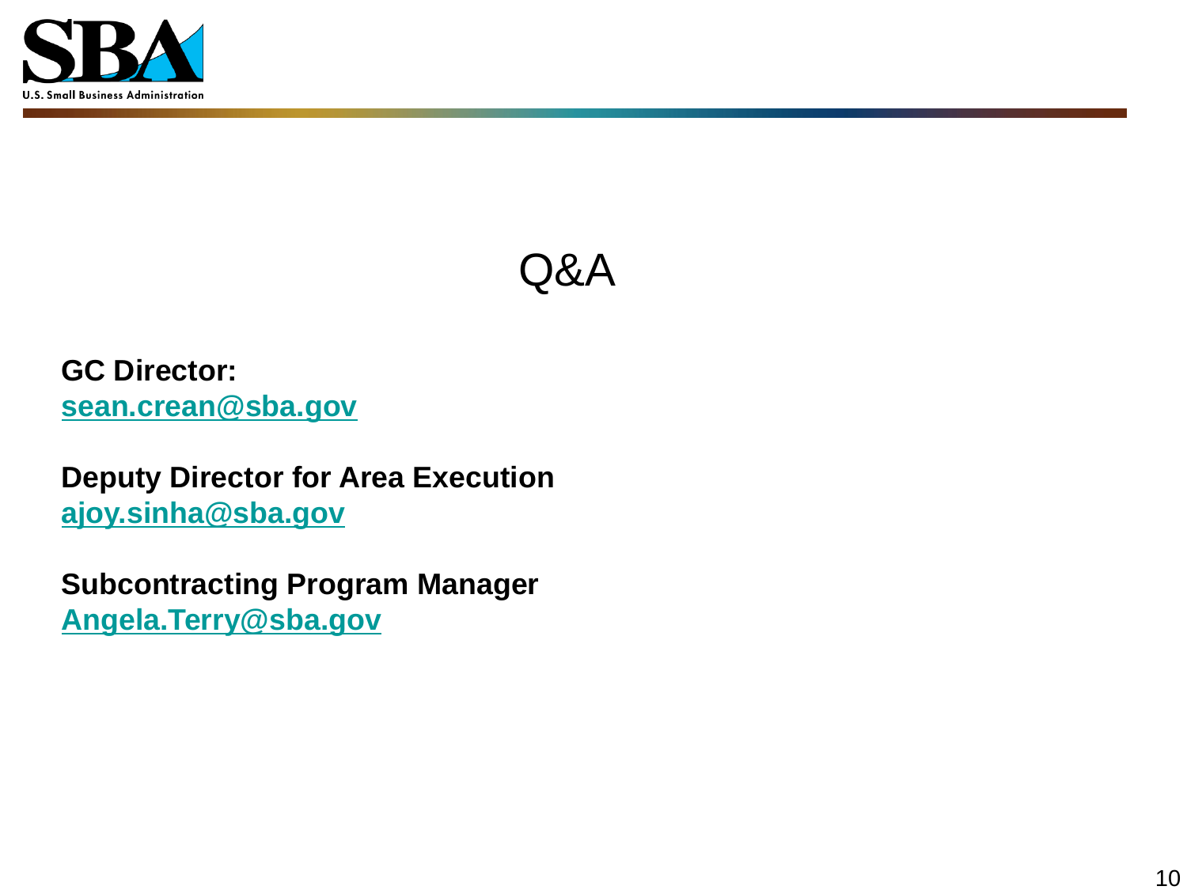# Q&A

**GC Director:**
**sean.crean@sba.gov**

**Deputy Director for Area Execution**
**ajoy.sinha@sba.gov**

**Subcontracting Program Manager**
**Angela.Terry@sba.gov**